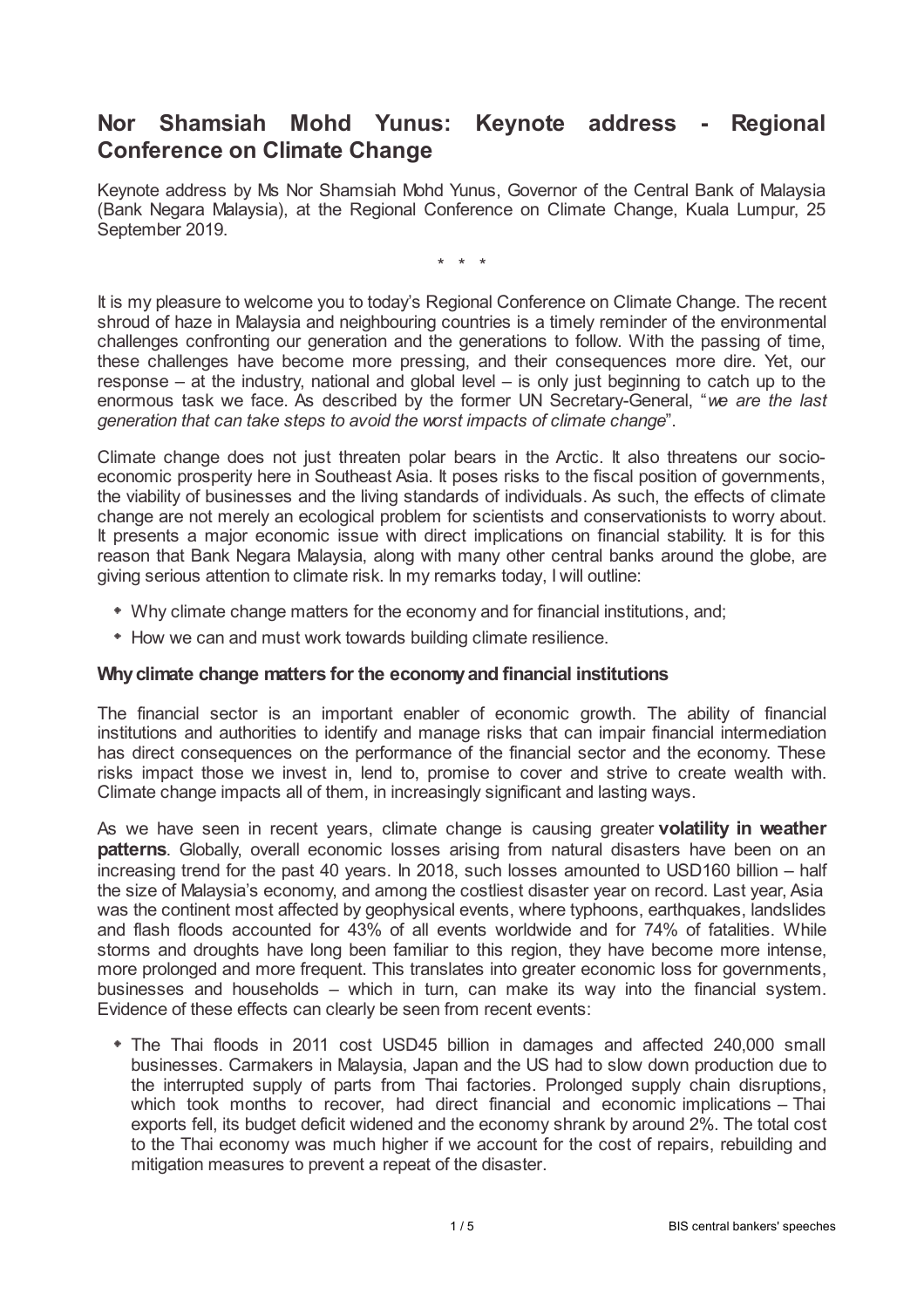# Nor Shamsiah Mohd Yunus: Keynote address - Regional Conference on Climate Change

Keynote address by Ms Nor Shamsiah Mohd Yunus, Governor of the Central Bank of Malaysia (Bank Negara Malaysia), at the Regional Conference on Climate Change, Kuala Lumpur, 25 September 2019.

\* \* \*

It is my pleasure to welcome you to today's Regional Conference on Climate Change. The recent shroud of haze in Malaysia and neighbouring countries is a timely reminder of the environmental challenges confronting our generation and the generations to follow. With the passing of time, these challenges have become more pressing, and their consequences more dire. Yet, our response – at the industry, national and global level – is only just beginning to catch up to the enormous task we face. As described by the former UN Secretary-General, "*we are the last generation that can take steps to avoid the worst impacts of climate change*".

Climate change does not just threaten polar bears in the Arctic. It also threatens our socio-economic prosperity here in Southeast Asia. It poses risks to the fiscal position of governments, the viability of businesses and the living standards of individuals. As such, the effects of climate change are not merely an ecological problem for scientists and conservationists to worry about. It presents a major economic issue with direct implications on financial stability. It is for this reason that Bank Negara Malaysia, along with many other central banks around the globe, are giving serious attention to climate risk. In my remarks today, I will outline:

- Why climate change matters for the economy and for financial institutions, and;
- How we can and must work towards building climate resilience.

### Why climate change matters for the economy and financial institutions

The financial sector is an important enabler of economic growth. The ability of financial institutions and authorities to identify and manage risks that can impair financial intermediation has direct consequences on the performance of the financial sector and the economy. These risks impact those we invest in, lend to, promise to cover and strive to create wealth with. Climate change impacts all of them, in increasingly significant and lasting ways.

As we have seen in recent years, climate change is causing greater **volatility in weather patterns**. Globally, overall economic losses arising from natural disasters have been on an increasing trend for the past 40 years. In 2018, such losses amounted to USD160 billion – half the size of Malaysia's economy, and among the costliest disaster year on record. Last year, Asia was the continent most affected by geophysical events, where typhoons, earthquakes, landslides and flash floods accounted for 43% of all events worldwide and for 74% of fatalities. While storms and droughts have long been familiar to this region, they have become more intense, more prolonged and more frequent. This translates into greater economic loss for governments, businesses and households – which in turn, can make its way into the financial system. Evidence of these effects can clearly be seen from recent events:

- The Thai floods in 2011 cost USD45 billion in damages and affected 240,000 small businesses. Carmakers in Malaysia, Japan and the US had to slow down production due to the interrupted supply of parts from Thai factories. Prolonged supply chain disruptions, which took months to recover, had direct financial and economic implications – Thai exports fell, its budget deficit widened and the economy shrank by around 2%. The total cost to the Thai economy was much higher if we account for the cost of repairs, rebuilding and mitigation measures to prevent a repeat of the disaster.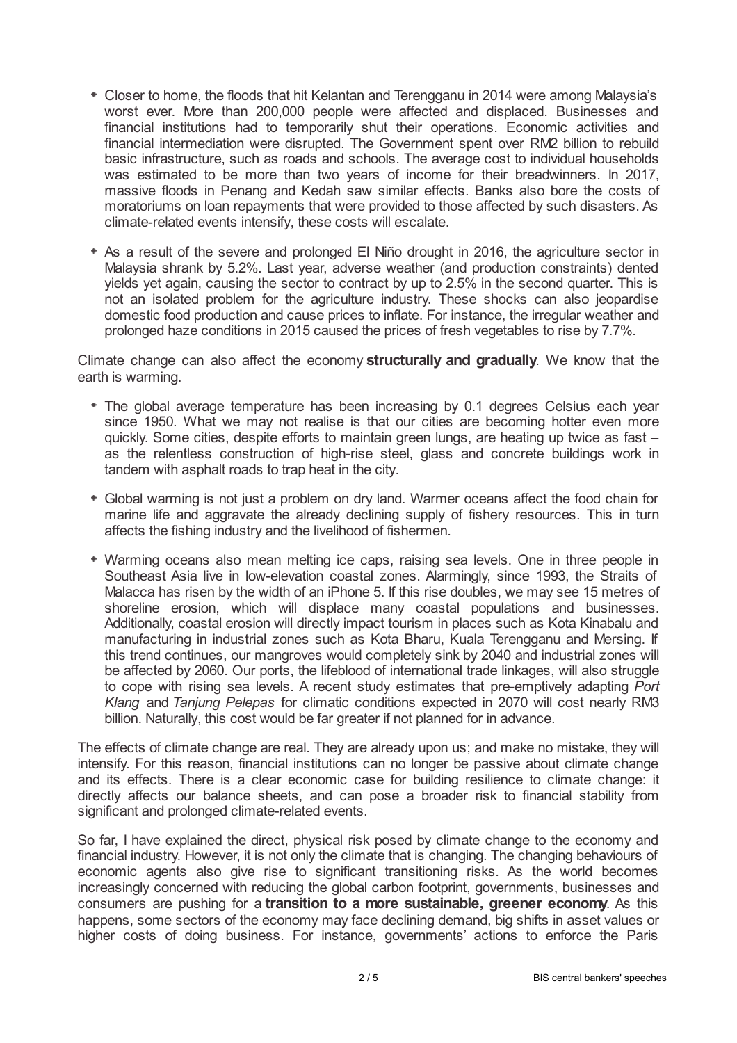- Closer to home, the floods that hit Kelantan and Terengganu in 2014 were among Malaysia's worst ever. More than 200,000 people were affected and displaced. Businesses and financial institutions had to temporarily shut their operations. Economic activities and financial intermediation were disrupted. The Government spent over RM2 billion to rebuild basic infrastructure, such as roads and schools. The average cost to individual households was estimated to be more than two years of income for their breadwinners. In 2017, massive floods in Penang and Kedah saw similar effects. Banks also bore the costs of moratoriums on loan repayments that were provided to those affected by such disasters. As climate-related events intensify, these costs will escalate.
- As a result of the severe and prolonged El Niño drought in 2016, the agriculture sector in Malaysia shrank by 5.2%. Last year, adverse weather (and production constraints) dented yields yet again, causing the sector to contract by up to 2.5% in the second quarter. This is not an isolated problem for the agriculture industry. These shocks can also jeopardise domestic food production and cause prices to inflate. For instance, the irregular weather and prolonged haze conditions in 2015 caused the prices of fresh vegetables to rise by 7.7%.

Climate change can also affect the economy **structurally and gradually**. We know that the earth is warming.

- The global average temperature has been increasing by 0.1 degrees Celsius each year since 1950. What we may not realise is that our cities are becoming hotter even more quickly. Some cities, despite efforts to maintain green lungs, are heating up twice as fast – as the relentless construction of high-rise steel, glass and concrete buildings work in tandem with asphalt roads to trap heat in the city.
- Global warming is not just a problem on dry land. Warmer oceans affect the food chain for marine life and aggravate the already declining supply of fishery resources. This in turn affects the fishing industry and the livelihood of fishermen.
- Warming oceans also mean melting ice caps, raising sea levels. One in three people in Southeast Asia live in low-elevation coastal zones. Alarmingly, since 1993, the Straits of Malacca has risen by the width of an iPhone 5. If this rise doubles, we may see 15 metres of shoreline erosion, which will displace many coastal populations and businesses. Additionally, coastal erosion will directly impact tourism in places such as Kota Kinabalu and manufacturing in industrial zones such as Kota Bharu, Kuala Terengganu and Mersing. If this trend continues, our mangroves would completely sink by 2040 and industrial zones will be affected by 2060. Our ports, the lifeblood of international trade linkages, will also struggle to cope with rising sea levels. A recent study estimates that pre-emptively adapting *Port Klang* and *Tanjung Pelepas* for climatic conditions expected in 2070 will cost nearly RM3 billion. Naturally, this cost would be far greater if not planned for in advance.

The effects of climate change are real. They are already upon us; and make no mistake, they will intensify. For this reason, financial institutions can no longer be passive about climate change and its effects. There is a clear economic case for building resilience to climate change: it directly affects our balance sheets, and can pose a broader risk to financial stability from significant and prolonged climate-related events.

So far, I have explained the direct, physical risk posed by climate change to the economy and financial industry. However, it is not only the climate that is changing. The changing behaviours of economic agents also give rise to significant transitioning risks. As the world becomes increasingly concerned with reducing the global carbon footprint, governments, businesses and consumers are pushing for a **transition to a more sustainable, greener economy**. As this happens, some sectors of the economy may face declining demand, big shifts in asset values or higher costs of doing business. For instance, governments' actions to enforce the Paris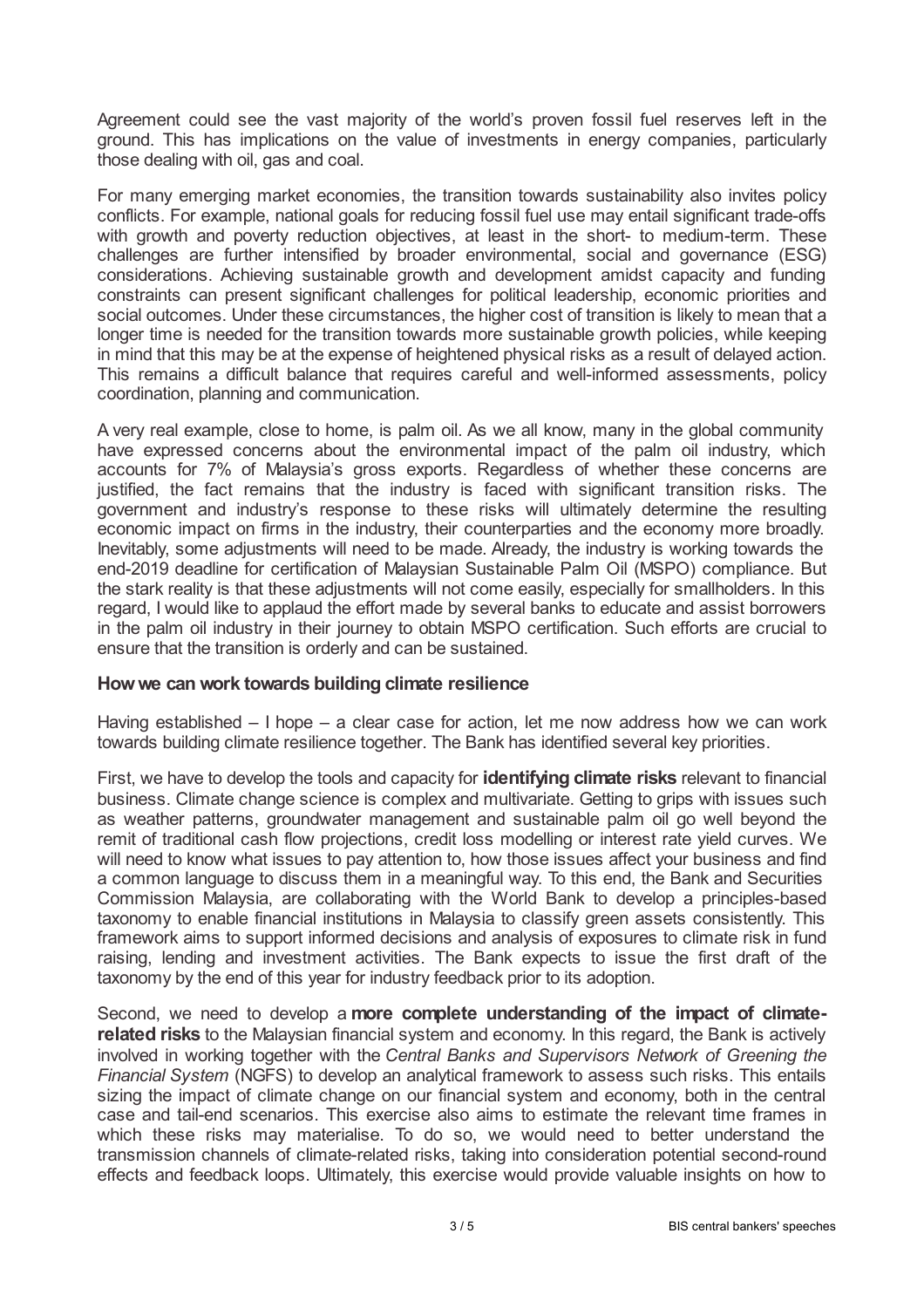Agreement could see the vast majority of the world's proven fossil fuel reserves left in the ground. This has implications on the value of investments in energy companies, particularly those dealing with oil, gas and coal.

For many emerging market economies, the transition towards sustainability also invites policy conflicts. For example, national goals for reducing fossil fuel use may entail significant trade-offs with growth and poverty reduction objectives, at least in the short- to medium-term. These challenges are further intensified by broader environmental, social and governance (ESG) considerations. Achieving sustainable growth and development amidst capacity and funding constraints can present significant challenges for political leadership, economic priorities and social outcomes. Under these circumstances, the higher cost of transition is likely to mean that a longer time is needed for the transition towards more sustainable growth policies, while keeping in mind that this may be at the expense of heightened physical risks as a result of delayed action. This remains a difficult balance that requires careful and well-informed assessments, policy coordination, planning and communication.

A very real example, close to home, is palm oil. As we all know, many in the global community have expressed concerns about the environmental impact of the palm oil industry, which accounts for 7% of Malaysia's gross exports. Regardless of whether these concerns are justified, the fact remains that the industry is faced with significant transition risks. The government and industry's response to these risks will ultimately determine the resulting economic impact on firms in the industry, their counterparties and the economy more broadly. Inevitably, some adjustments will need to be made. Already, the industry is working towards the end-2019 deadline for certification of Malaysian Sustainable Palm Oil (MSPO) compliance. But the stark reality is that these adjustments will not come easily, especially for smallholders. In this regard, I would like to applaud the effort made by several banks to educate and assist borrowers in the palm oil industry in their journey to obtain MSPO certification. Such efforts are crucial to ensure that the transition is orderly and can be sustained.

**How we can work towards building climate resilience**

Having established – I hope – a clear case for action, let me now address how we can work towards building climate resilience together. The Bank has identified several key priorities.

First, we have to develop the tools and capacity for **identifying climate risks** relevant to financial business. Climate change science is complex and multivariate. Getting to grips with issues such as weather patterns, groundwater management and sustainable palm oil go well beyond the remit of traditional cash flow projections, credit loss modelling or interest rate yield curves. We will need to know what issues to pay attention to, how those issues affect your business and find a common language to discuss them in a meaningful way. To this end, the Bank and Securities Commission Malaysia, are collaborating with the World Bank to develop a principles-based taxonomy to enable financial institutions in Malaysia to classify green assets consistently. This framework aims to support informed decisions and analysis of exposures to climate risk in fund raising, lending and investment activities. The Bank expects to issue the first draft of the taxonomy by the end of this year for industry feedback prior to its adoption.

Second, we need to develop a **more complete understanding of the impact of climate-related risks** to the Malaysian financial system and economy. In this regard, the Bank is actively involved in working together with the *Central Banks and Supervisors Network of Greening the Financial System* (NGFS) to develop an analytical framework to assess such risks. This entails sizing the impact of climate change on our financial system and economy, both in the central case and tail-end scenarios. This exercise also aims to estimate the relevant time frames in which these risks may materialise. To do so, we would need to better understand the transmission channels of climate-related risks, taking into consideration potential second-round effects and feedback loops. Ultimately, this exercise would provide valuable insights on how to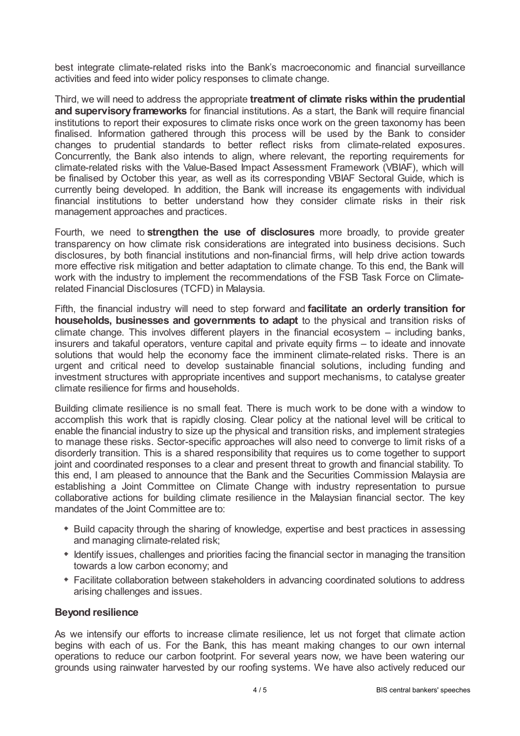best integrate climate-related risks into the Bank's macroeconomic and financial surveillance activities and feed into wider policy responses to climate change.

Third, we will need to address the appropriate **treatment of climate risks within the prudential and supervisory frameworks** for financial institutions. As a start, the Bank will require financial institutions to report their exposures to climate risks once work on the green taxonomy has been finalised. Information gathered through this process will be used by the Bank to consider changes to prudential standards to better reflect risks from climate-related exposures. Concurrently, the Bank also intends to align, where relevant, the reporting requirements for climate-related risks with the Value-Based Impact Assessment Framework (VBIAF), which will be finalised by October this year, as well as its corresponding VBIAF Sectoral Guide, which is currently being developed. In addition, the Bank will increase its engagements with individual financial institutions to better understand how they consider climate risks in their risk management approaches and practices.

Fourth, we need to **strengthen the use of disclosures** more broadly, to provide greater transparency on how climate risk considerations are integrated into business decisions. Such disclosures, by both financial institutions and non-financial firms, will help drive action towards more effective risk mitigation and better adaptation to climate change. To this end, the Bank will work with the industry to implement the recommendations of the FSB Task Force on Climate-related Financial Disclosures (TCFD) in Malaysia.

Fifth, the financial industry will need to step forward and **facilitate an orderly transition for households, businesses and governments to adapt** to the physical and transition risks of climate change. This involves different players in the financial ecosystem – including banks, insurers and takaful operators, venture capital and private equity firms – to ideate and innovate solutions that would help the economy face the imminent climate-related risks. There is an urgent and critical need to develop sustainable financial solutions, including funding and investment structures with appropriate incentives and support mechanisms, to catalyse greater climate resilience for firms and households.

Building climate resilience is no small feat. There is much work to be done with a window to accomplish this work that is rapidly closing. Clear policy at the national level will be critical to enable the financial industry to size up the physical and transition risks, and implement strategies to manage these risks. Sector-specific approaches will also need to converge to limit risks of a disorderly transition. This is a shared responsibility that requires us to come together to support joint and coordinated responses to a clear and present threat to growth and financial stability. To this end, I am pleased to announce that the Bank and the Securities Commission Malaysia are establishing a Joint Committee on Climate Change with industry representation to pursue collaborative actions for building climate resilience in the Malaysian financial sector. The key mandates of the Joint Committee are to:

- Build capacity through the sharing of knowledge, expertise and best practices in assessing and managing climate-related risk;
- Identify issues, challenges and priorities facing the financial sector in managing the transition towards a low carbon economy; and
- Facilitate collaboration between stakeholders in advancing coordinated solutions to address arising challenges and issues.

### Beyond resilience

As we intensify our efforts to increase climate resilience, let us not forget that climate action begins with each of us. For the Bank, this has meant making changes to our own internal operations to reduce our carbon footprint. For several years now, we have been watering our grounds using rainwater harvested by our roofing systems. We have also actively reduced our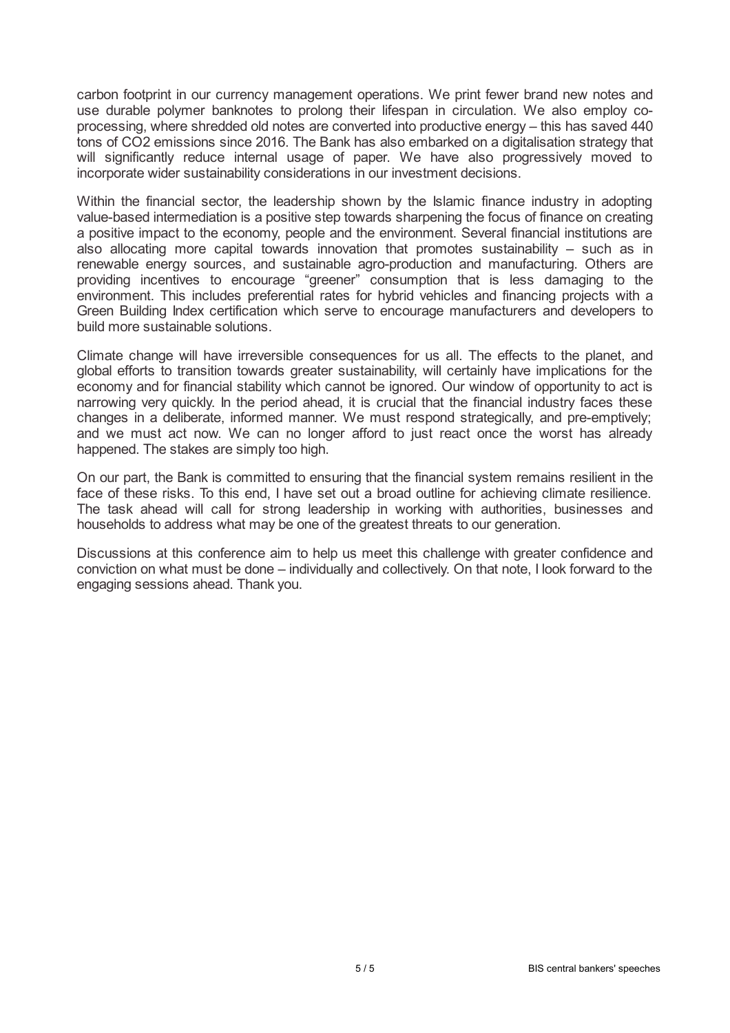carbon footprint in our currency management operations. We print fewer brand new notes and use durable polymer banknotes to prolong their lifespan in circulation. We also employ co-processing, where shredded old notes are converted into productive energy – this has saved 440 tons of $CO_2$ emissions since 2016. The Bank has also embarked on a digitalisation strategy that will significantly reduce internal usage of paper. We have also progressively moved to incorporate wider sustainability considerations in our investment decisions.

Within the financial sector, the leadership shown by the Islamic finance industry in adopting value-based intermediation is a positive step towards sharpening the focus of finance on creating a positive impact to the economy, people and the environment. Several financial institutions are also allocating more capital towards innovation that promotes sustainability – such as in renewable energy sources, and sustainable agro-production and manufacturing. Others are providing incentives to encourage "greener" consumption that is less damaging to the environment. This includes preferential rates for hybrid vehicles and financing projects with a Green Building Index certification which serve to encourage manufacturers and developers to build more sustainable solutions.

Climate change will have irreversible consequences for us all. The effects to the planet, and global efforts to transition towards greater sustainability, will certainly have implications for the economy and for financial stability which cannot be ignored. Our window of opportunity to act is narrowing very quickly. In the period ahead, it is crucial that the financial industry faces these changes in a deliberate, informed manner. We must respond strategically, and pre-emptively; and we must act now. We can no longer afford to just react once the worst has already happened. The stakes are simply too high.

On our part, the Bank is committed to ensuring that the financial system remains resilient in the face of these risks. To this end, I have set out a broad outline for achieving climate resilience. The task ahead will call for strong leadership in working with authorities, businesses and households to address what may be one of the greatest threats to our generation.

Discussions at this conference aim to help us meet this challenge with greater confidence and conviction on what must be done – individually and collectively. On that note, I look forward to the engaging sessions ahead. Thank you.